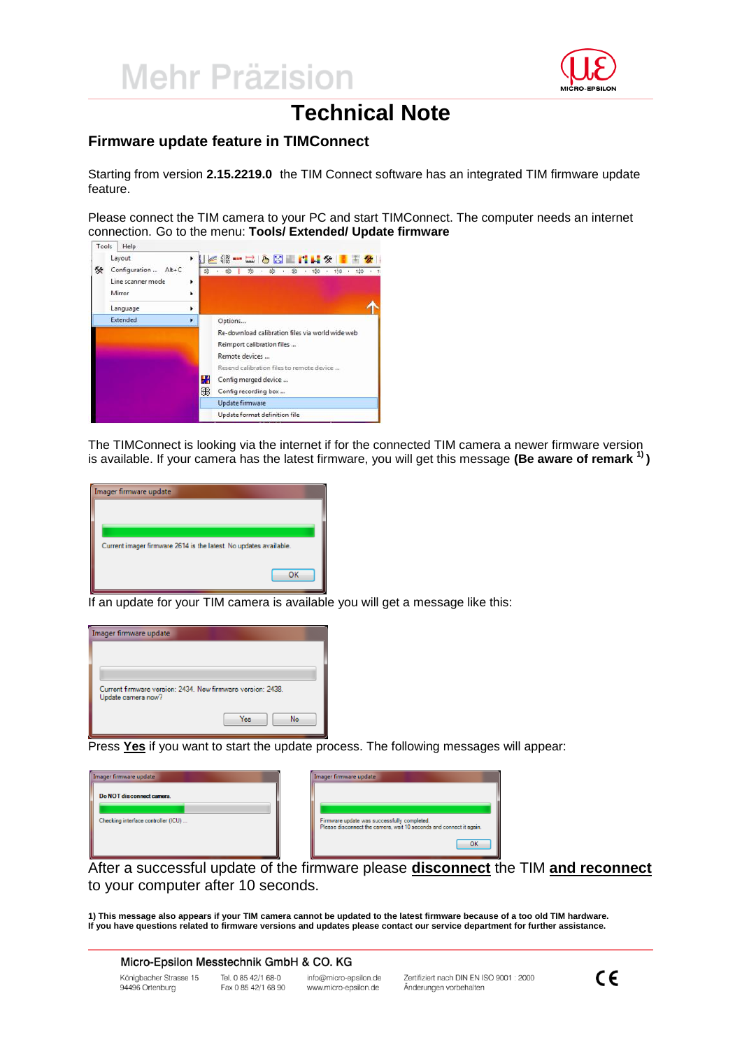# Technical Note

## Firmware update feature in TIMConnect

Starting from version **2.15.2219.0** the TIM Connect software has an integrated TIM firmware update feature.

Please connect the TIM camera to your PC and start TIMConnect. The computer needs an internet connection. Go to the menu: **Tools/ Extended/ Update firmware**

The TIMConnect is looking via the internet if for the connected TIM camera a newer firmware version is available. If your camera has the latest firmware, you will get this message **(Be aware of remark [1])**

If an update for your TIM camera is available you will get a message like this:

Press **Yes** if you want to start the update process. The following messages will appear:

After a successful update of the firmware please **disconnect** the TIM **and reconnect** to your computer after 10 seconds.

**1) This message also appears if your TIM camera cannot be updated to the latest firmware because of a too old TIM hardware.**
**If you have questions related to firmware versions and updates please contact our service department for further assistance.**

Micro-Epsilon Messtechnik GmbH & CO. KG

Königbacher Strasse 15
94496 Ortenburg

Tel. 0 85 42/1 68-0
Fax 0 85 42/1 68 90

info@micro-epsilon.de
www.micro-epsilon.de

Zertifiziert nach DIN EN ISO 9001 : 2000
Änderungen vorbehalten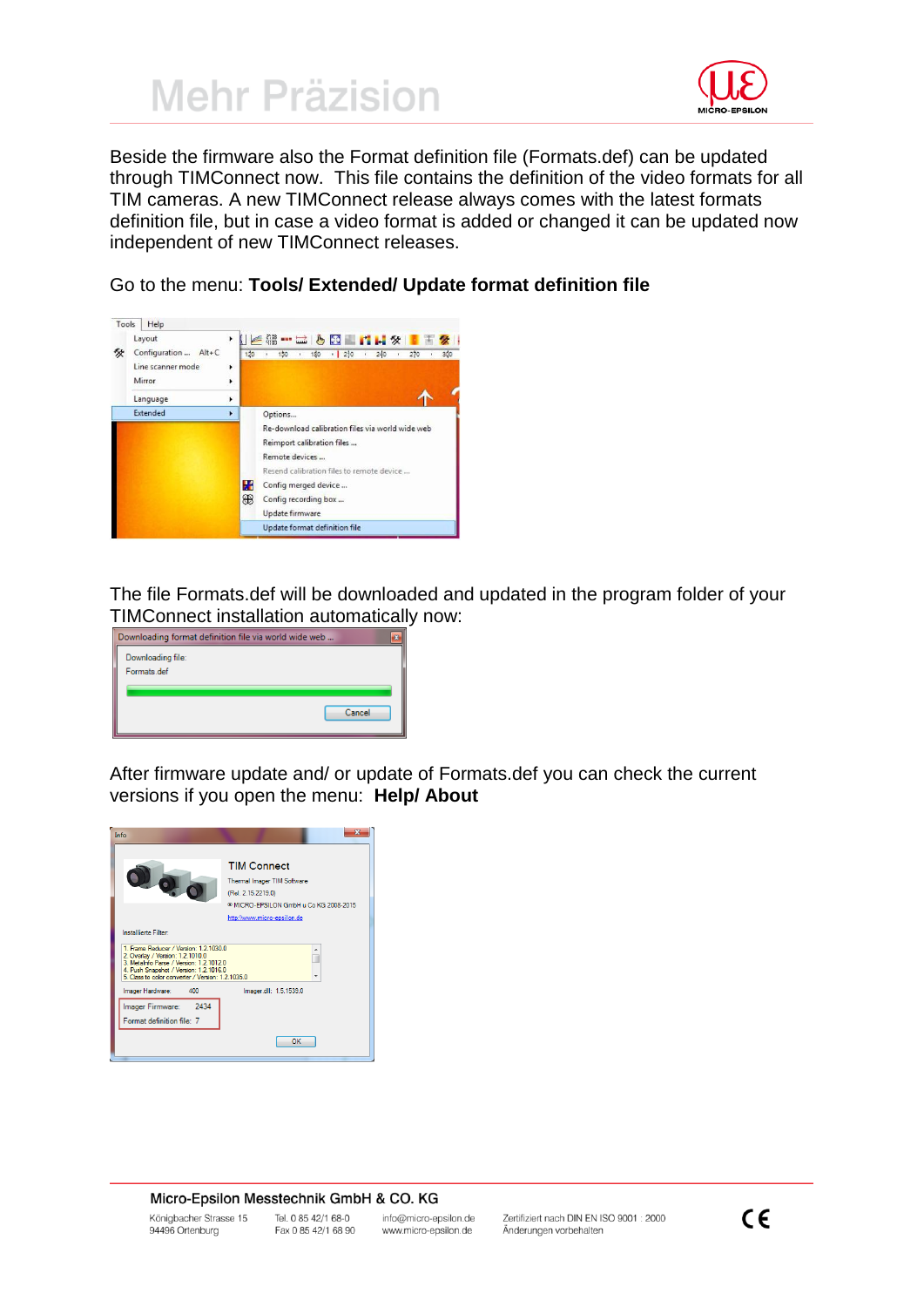Beside the firmware also the Format definition file (Formats.def) can be updated through TIMConnect now. This file contains the definition of the video formats for all TIM cameras. A new TIMConnect release always comes with the latest formats definition file, but in case a video format is added or changed it can be updated now independent of new TIMConnect releases.

Go to the menu: **Tools/ Extended/ Update format definition file**

The file Formats.def will be downloaded and updated in the program folder of your TIMConnect installation automatically now:

After firmware update and/ or update of Formats.def you can check the current versions if you open the menu: **Help/ About**